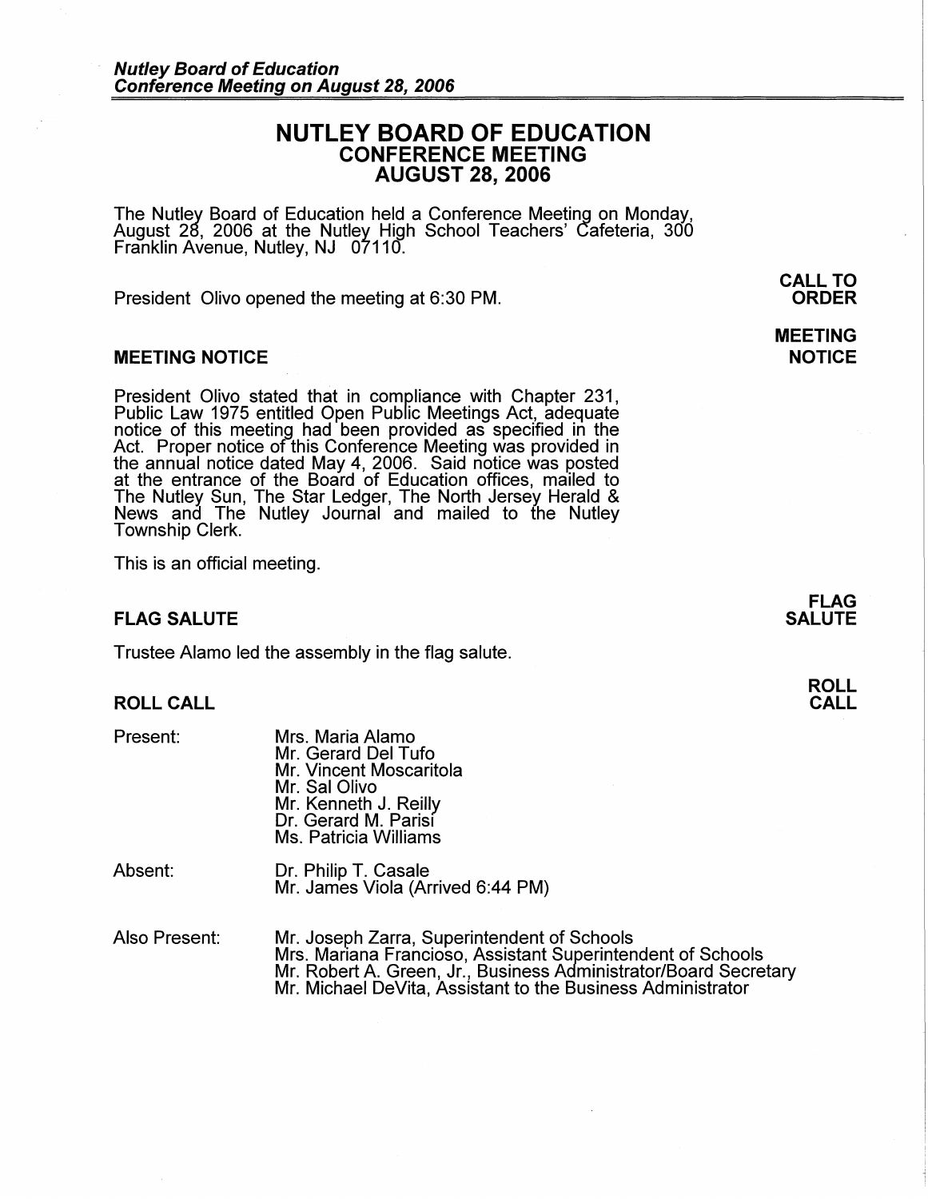# NUTLEY BOARD OF EDUCATION
## CONFERENCE MEETING
## AUGUST 28, 2006

The Nutley Board of Education held a Conference Meeting on Monday, August 28, 2006 at the Nutley High School Teachers' Cafeteria, 300 Franklin Avenue, Nutley, NJ 07110.

**CALL TO ORDER**

President Olivo opened the meeting at 6:30 PM.

## MEETING NOTICE

President Olivo stated that in compliance with Chapter 231, Public Law 1975 entitled Open Public Meetings Act, adequate notice of this meeting had been provided as specified in the Act. Proper notice of this Conference Meeting was provided in the annual notice dated May 4, 2006. Said notice was posted at the entrance of the Board of Education offices, mailed to The Nutley Sun, The Star Ledger, The North Jersey Herald & News and The Nutley Journal and mailed to the Nutley Township Clerk.

This is an official meeting.

## FLAG SALUTE

Trustee Alamo led the assembly in the flag salute.

## ROLL CALL

Present:
- Mrs. Maria Alamo
- Mr. Gerard Del Tufo
- Mr. Vincent Moscaritola
- Mr. Sal Olivo
- Mr. Kenneth J. Reilly
- Dr. Gerard M. Parisi
- Ms. Patricia Williams

Absent:
- Dr. Philip T. Casale
- Mr. James Viola (Arrived 6:44 PM)

Also Present:
- Mr. Joseph Zarra, Superintendent of Schools
- Mrs. Mariana Francioso, Assistant Superintendent of Schools
- Mr. Robert A. Green, Jr., Business Administrator/Board Secretary
- Mr. Michael DeVita, Assistant to the Business Administrator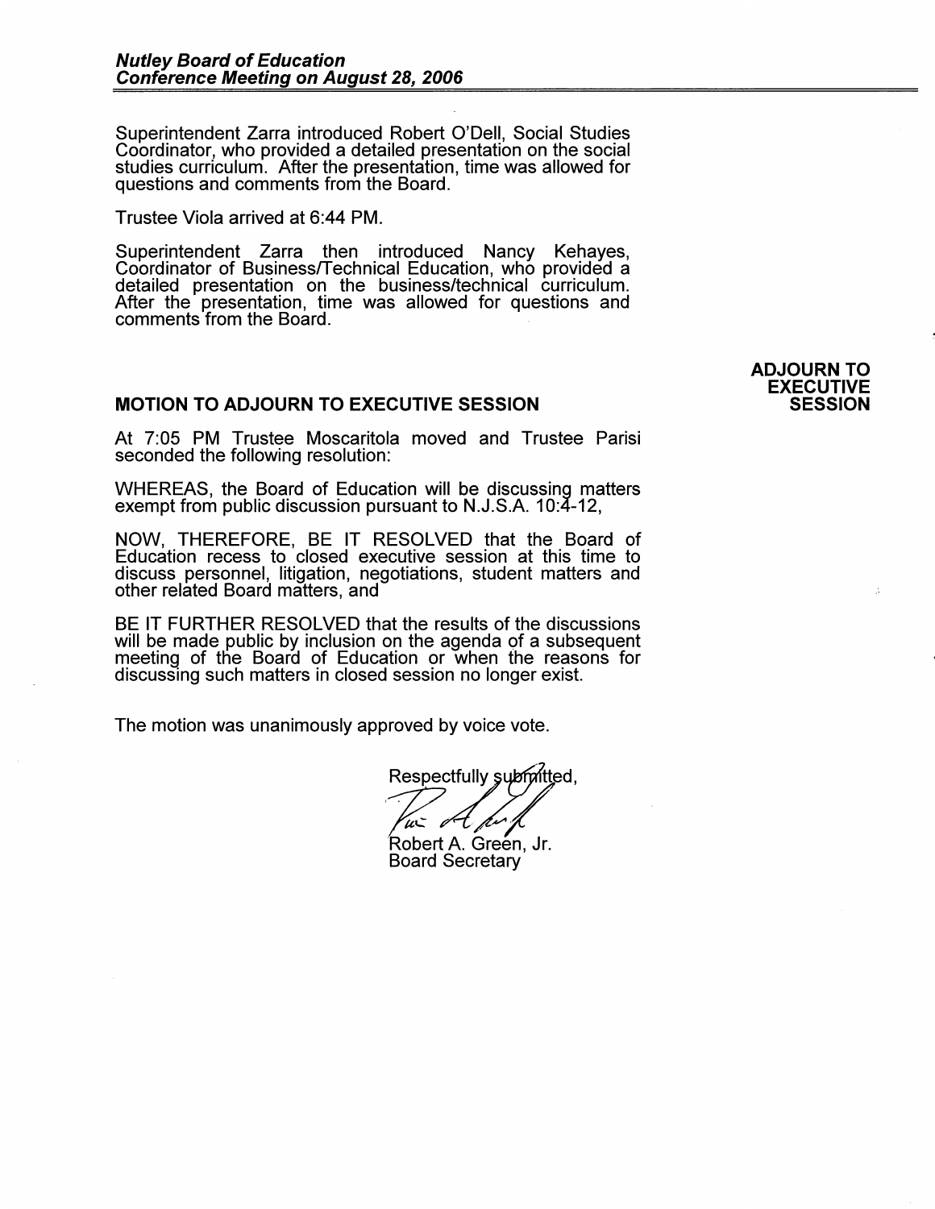Superintendent Zarra introduced Robert O'Dell, Social Studies Coordinator, who provided a detailed presentation on the social studies curriculum. After the presentation, time was allowed for questions and comments from the Board.

Trustee Viola arrived at 6:44 PM.

Superintendent Zarra then introduced Nancy Kehayes, Coordinator of Business/Technical Education, who provided a detailed presentation on the business/technical curriculum. After the presentation, time was allowed for questions and comments from the Board.

**ADJOURN TO EXECUTIVE SESSION**

### MOTION TO ADJOURN TO EXECUTIVE SESSION

At 7:05 PM Trustee Moscaritola moved and Trustee Parisi seconded the following resolution:

WHEREAS, the Board of Education will be discussing matters exempt from public discussion pursuant to N.J.S.A. 10:4-12,

NOW, THEREFORE, BE IT RESOLVED that the Board of Education recess to closed executive session at this time to discuss personnel, litigation, negotiations, student matters and other related Board matters, and

BE IT FURTHER RESOLVED that the results of the discussions will be made public by inclusion on the agenda of a subsequent meeting of the Board of Education or when the reasons for discussing such matters in closed session no longer exist.

The motion was unanimously approved by voice vote.

Respectfully submitted,

Robert A. Green, Jr.
Board Secretary